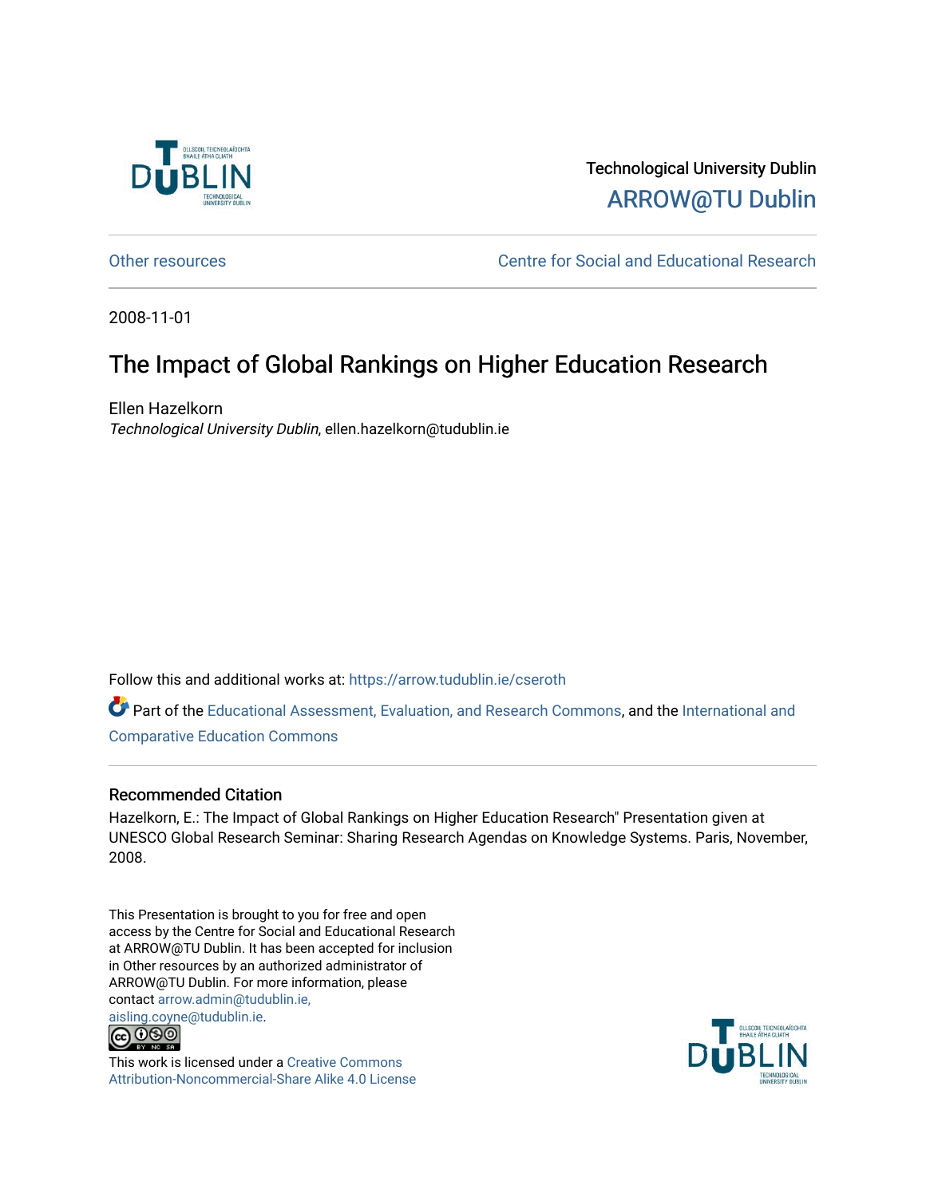Technological University Dublin

ARROW@TU Dublin

Other resources | Centre for Social and Educational Research

2008-11-01

# The Impact of Global Rankings on Higher Education Research

Ellen Hazelkorn

*Technological University Dublin*, ellen.hazelkorn@tudublin.ie

Follow this and additional works at: https://arrow.tudublin.ie/cseroth

Part of the Educational Assessment, Evaluation, and Research Commons, and the International and Comparative Education Commons

## Recommended Citation

Hazelkorn, E.: The Impact of Global Rankings on Higher Education Research" Presentation given at UNESCO Global Research Seminar: Sharing Research Agendas on Knowledge Systems. Paris, November, 2008.

This Presentation is brought to you for free and open access by the Centre for Social and Educational Research at ARROW@TU Dublin. It has been accepted for inclusion in Other resources by an authorized administrator of ARROW@TU Dublin. For more information, please contact arrow.admin@tudublin.ie, aisling.coyne@tudublin.ie.

This work is licensed under a Creative Commons Attribution-Noncommercial-Share Alike 4.0 License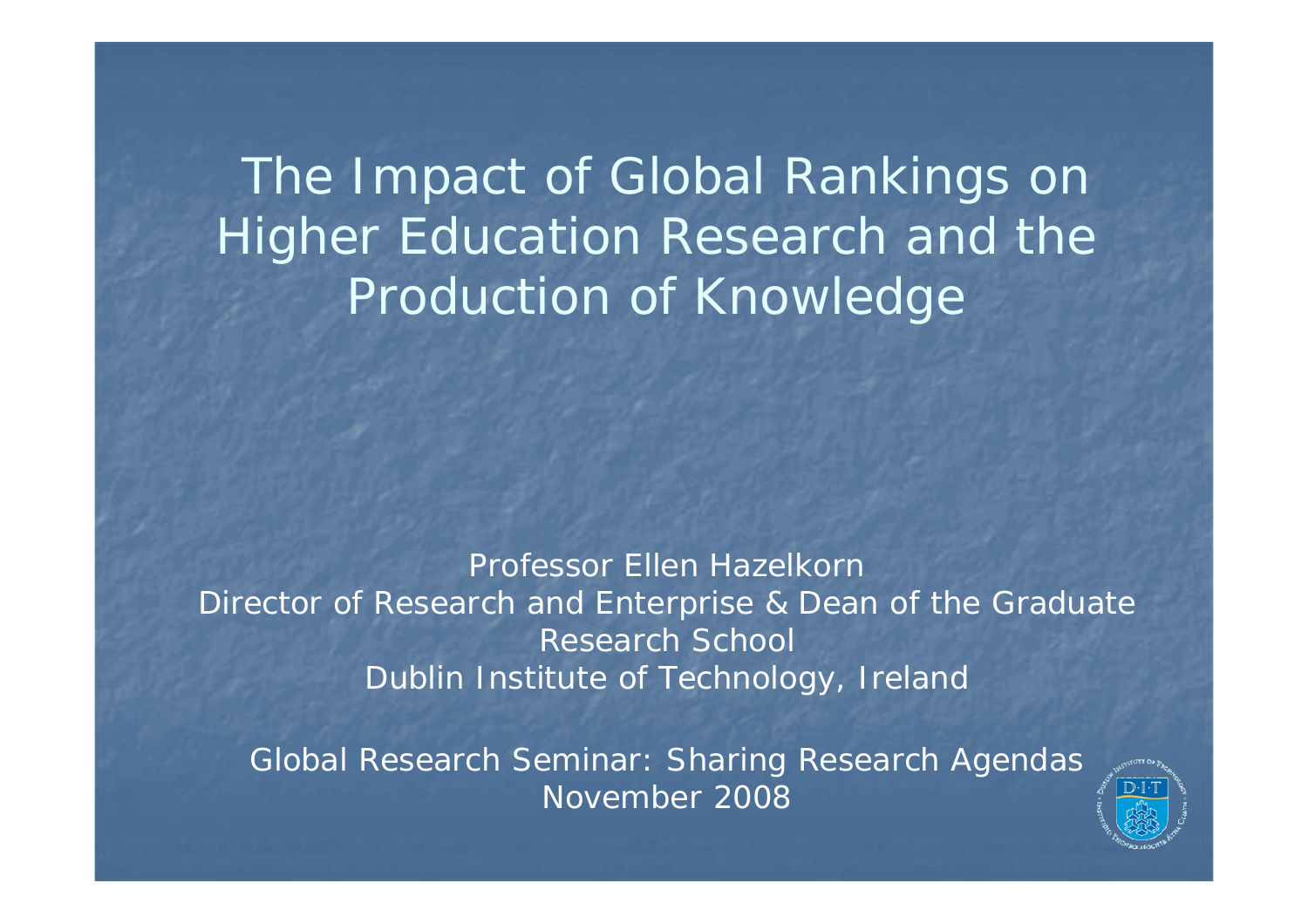# The Impact of Global Rankings on Higher Education Research and the Production of Knowledge

Professor Ellen Hazelkorn
Director of Research and Enterprise & Dean of the Graduate Research School
Dublin Institute of Technology, Ireland

Global Research Seminar: Sharing Research Agendas
November 2008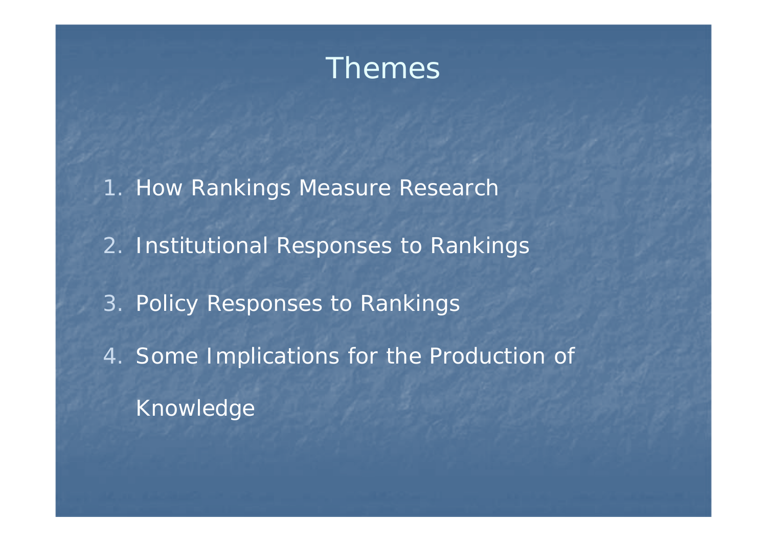# Themes

1. How Rankings Measure Research
2. Institutional Responses to Rankings
3. Policy Responses to Rankings
4. Some Implications for the Production of Knowledge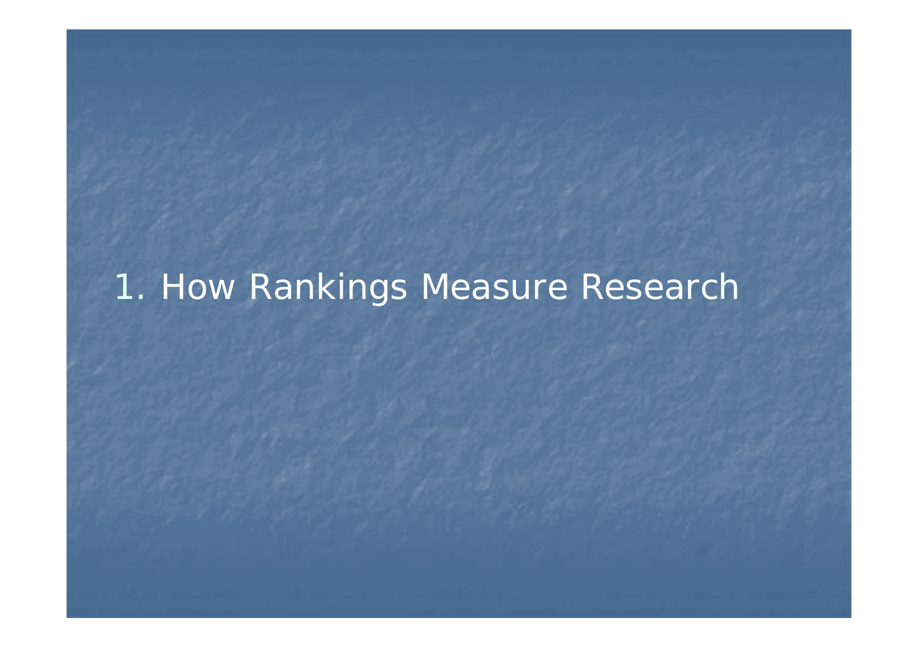# 1. How Rankings Measure Research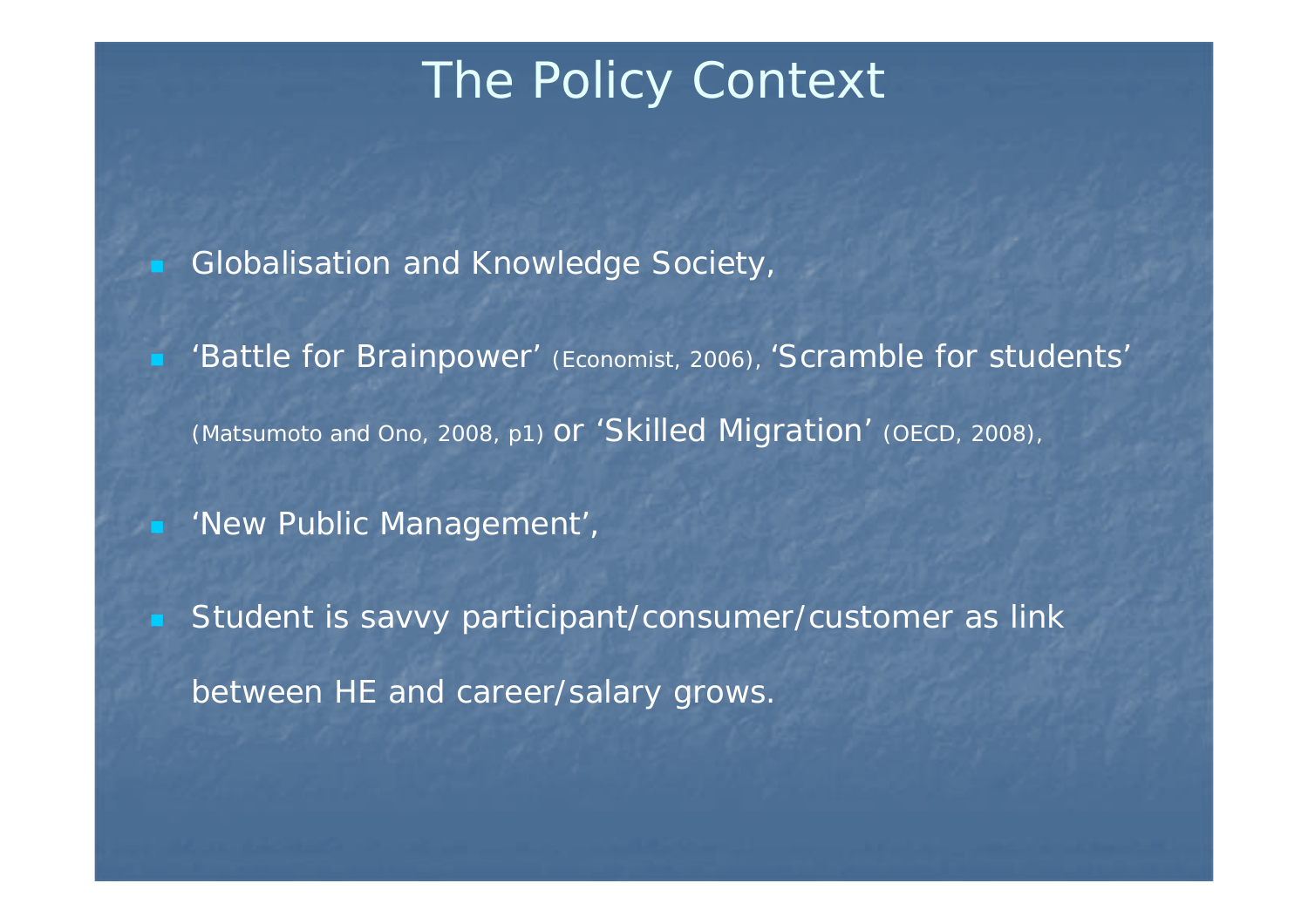# The Policy Context

- Globalisation and Knowledge Society,
- 'Battle for Brainpower' (Economist, 2006), 'Scramble for students' (Matsumoto and Ono, 2008, p1) or 'Skilled Migration' (OECD, 2008),
- 'New Public Management',
- Student is savvy participant/consumer/customer as link between HE and career/salary grows.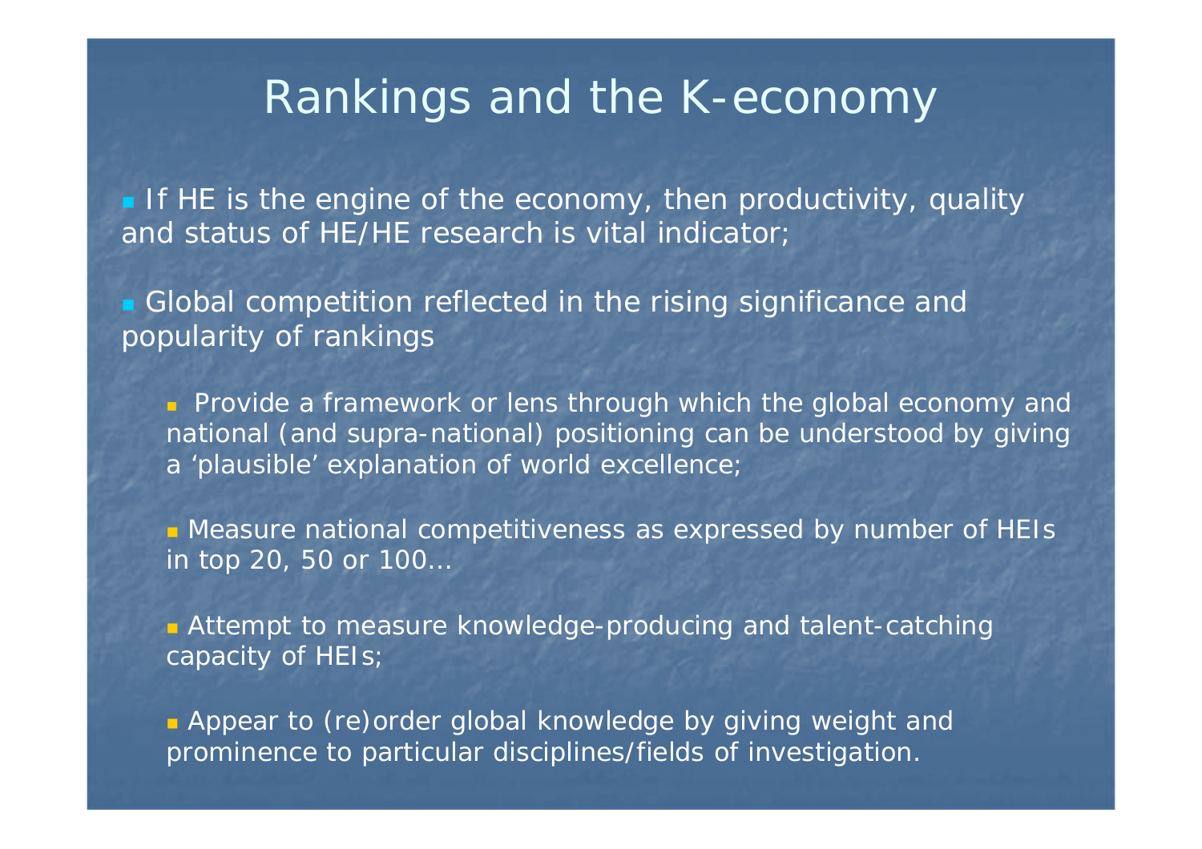# Rankings and the K-economy

- If HE is the engine of the economy, then productivity, quality and status of HE/HE research is vital indicator;

- Global competition reflected in the rising significance and popularity of rankings

  - Provide a framework or lens through which the global economy and national (and supra-national) positioning can be understood by giving a 'plausible' explanation of world excellence;

  - Measure national competitiveness as expressed by number of HEIs in top 20, 50 or 100…

  - Attempt to measure knowledge-producing and talent-catching capacity of HEIs;

  - Appear to (re)order global knowledge by giving weight and prominence to particular disciplines/fields of investigation.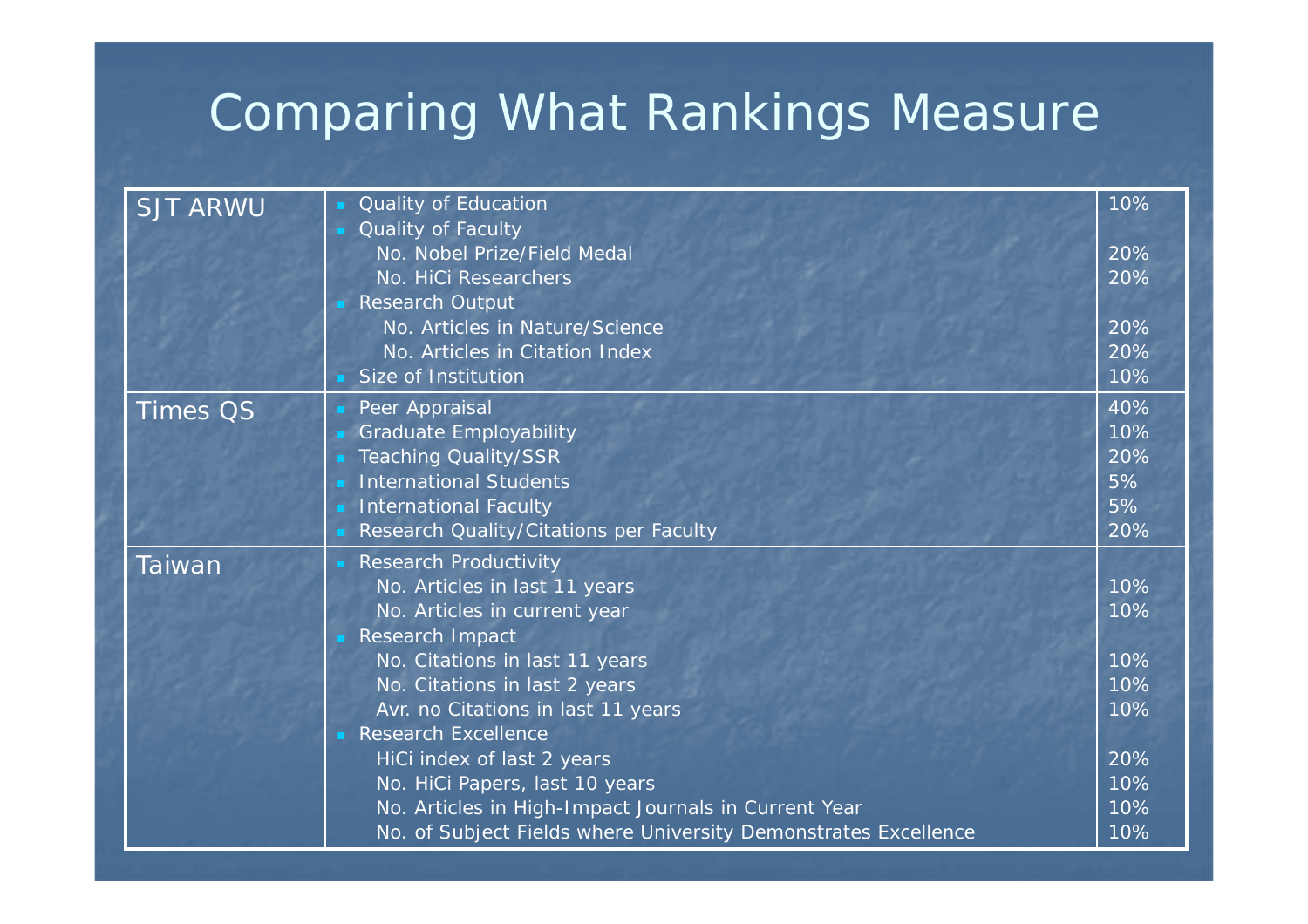# Comparing What Rankings Measure

| Ranking | Criteria | Weight |
|---|---|---|
| SJT ARWU | Quality of Education | 10% |
| | Quality of Faculty | |
| | No. Nobel Prize/Field Medal | 20% |
| | No. HiCi Researchers | 20% |
| | Research Output | |
| | No. Articles in Nature/Science | 20% |
| | No. Articles in Citation Index | 20% |
| | Size of Institution | 10% |
| Times QS | Peer Appraisal | 40% |
| | Graduate Employability | 10% |
| | Teaching Quality/SSR | 20% |
| | International Students | 5% |
| | International Faculty | 5% |
| | Research Quality/Citations per Faculty | 20% |
| Taiwan | Research Productivity | |
| | No. Articles in last 11 years | 10% |
| | No. Articles in current year | 10% |
| | Research Impact | |
| | No. Citations in last 11 years | 10% |
| | No. Citations in last 2 years | 10% |
| | Avr. no Citations in last 11 years | 10% |
| | Research Excellence | |
| | HiCi index of last 2 years | 20% |
| | No. HiCi Papers, last 10 years | 10% |
| | No. Articles in High-Impact Journals in Current Year | 10% |
| | No. of Subject Fields where University Demonstrates Excellence | 10% |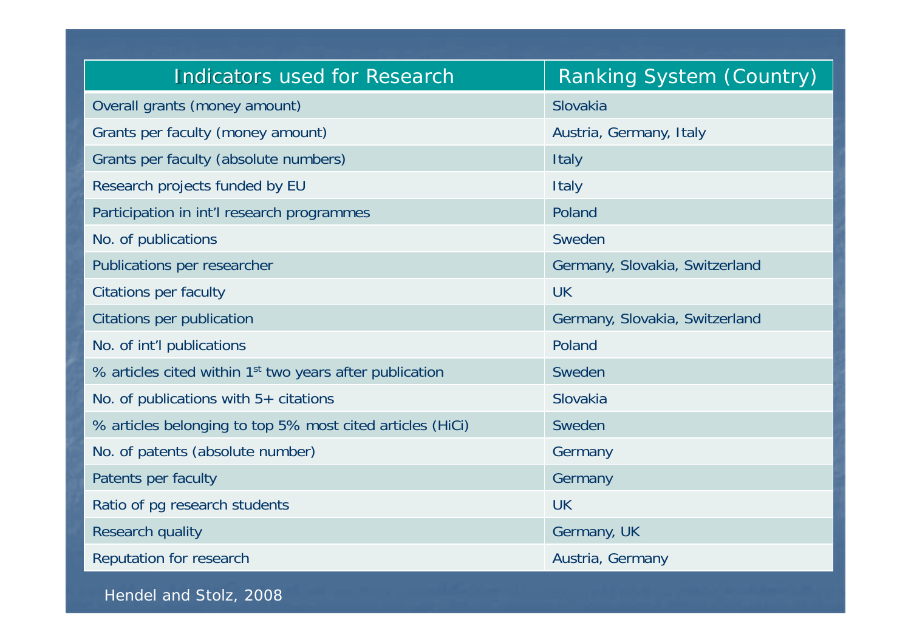| Indicators used for Research | Ranking System (Country) |
| --- | --- |
| Overall grants (money amount) | Slovakia |
| Grants per faculty (money amount) | Austria, Germany, Italy |
| Grants per faculty (absolute numbers) | Italy |
| Research projects funded by EU | Italy |
| Participation in int'l research programmes | Poland |
| No. of publications | Sweden |
| Publications per researcher | Germany, Slovakia, Switzerland |
| Citations per faculty | UK |
| Citations per publication | Germany, Slovakia, Switzerland |
| No. of int'l publications | Poland |
| % articles cited within 1st two years after publication | Sweden |
| No. of publications with 5+ citations | Slovakia |
| % articles belonging to top 5% most cited articles (HiCi) | Sweden |
| No. of patents (absolute number) | Germany |
| Patents per faculty | Germany |
| Ratio of pg research students | UK |
| Research quality | Germany, UK |
| Reputation for research | Austria, Germany |

Hendel and Stolz, 2008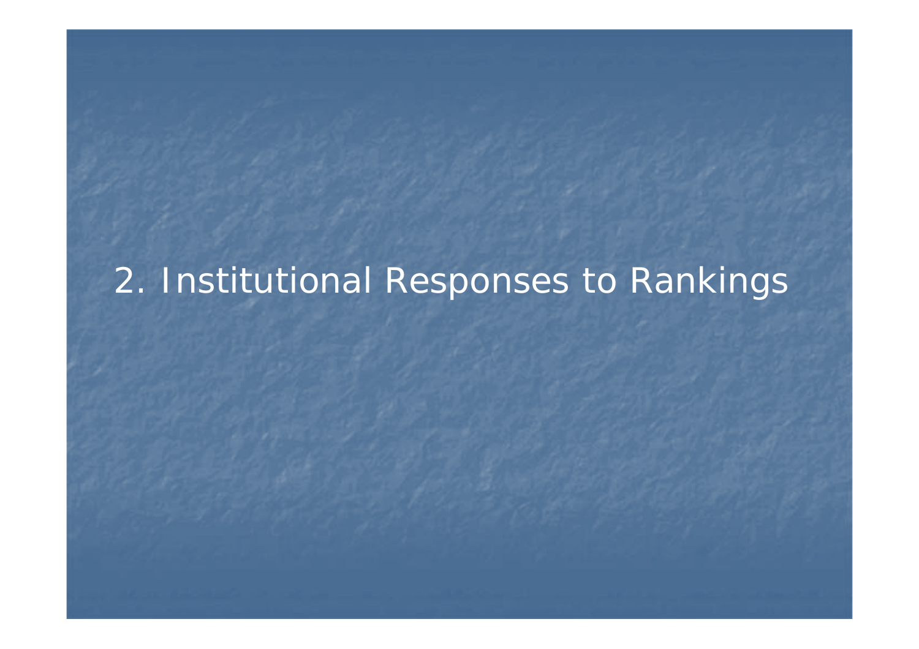# 2. Institutional Responses to Rankings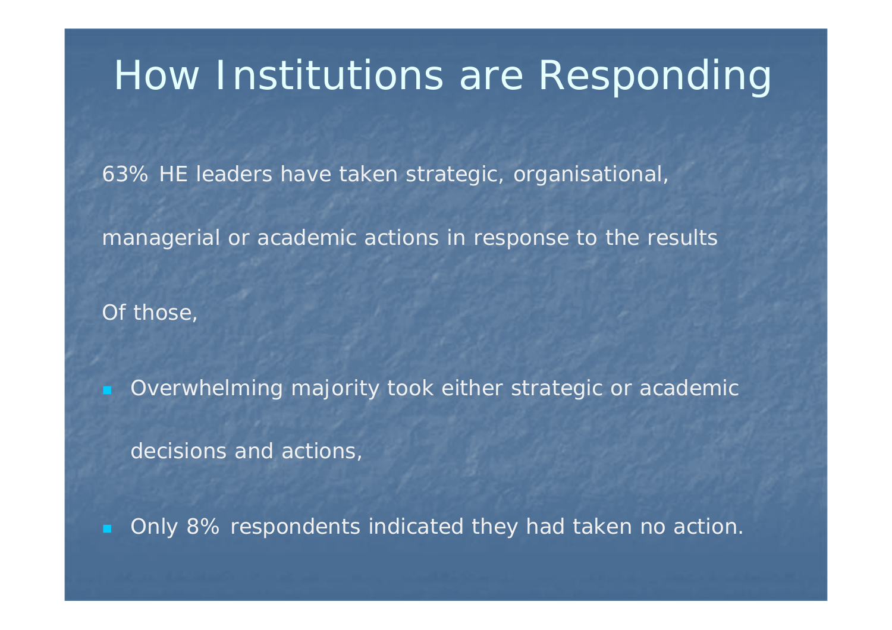# How Institutions are Responding

63% HE leaders have taken strategic, organisational, managerial or academic actions in response to the results

Of those,

- Overwhelming majority took either strategic or academic decisions and actions,
- Only 8% respondents indicated they had taken no action.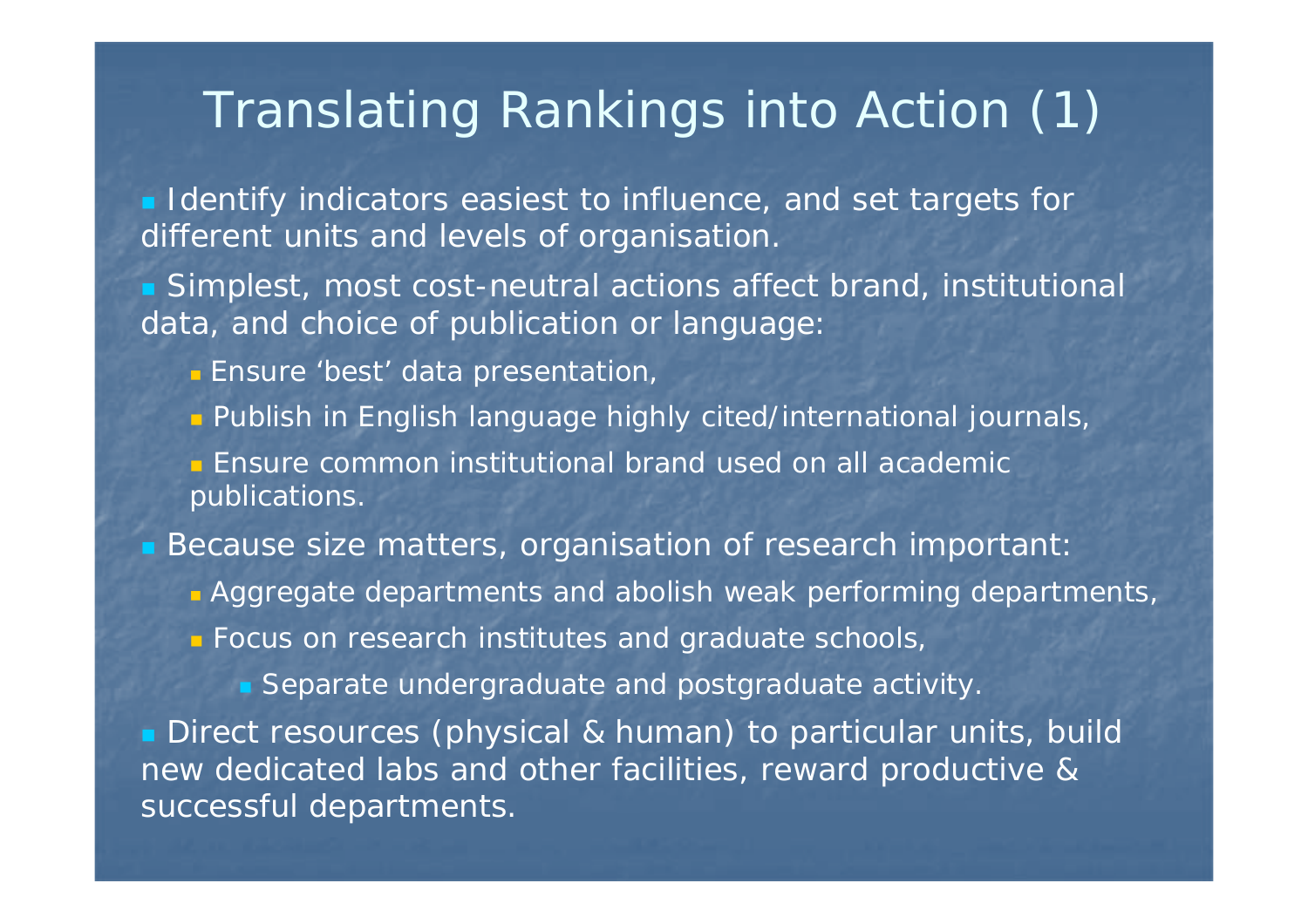# Translating Rankings into Action (1)

- Identify indicators easiest to influence, and set targets for different units and levels of organisation.
- Simplest, most cost-neutral actions affect brand, institutional data, and choice of publication or language:
  - Ensure 'best' data presentation,
  - Publish in English language highly cited/international journals,
  - Ensure common institutional brand used on all academic publications.
- Because size matters, organisation of research important:
  - Aggregate departments and abolish weak performing departments,
  - Focus on research institutes and graduate schools,
    - Separate undergraduate and postgraduate activity.
- Direct resources (physical & human) to particular units, build new dedicated labs and other facilities, reward productive & successful departments.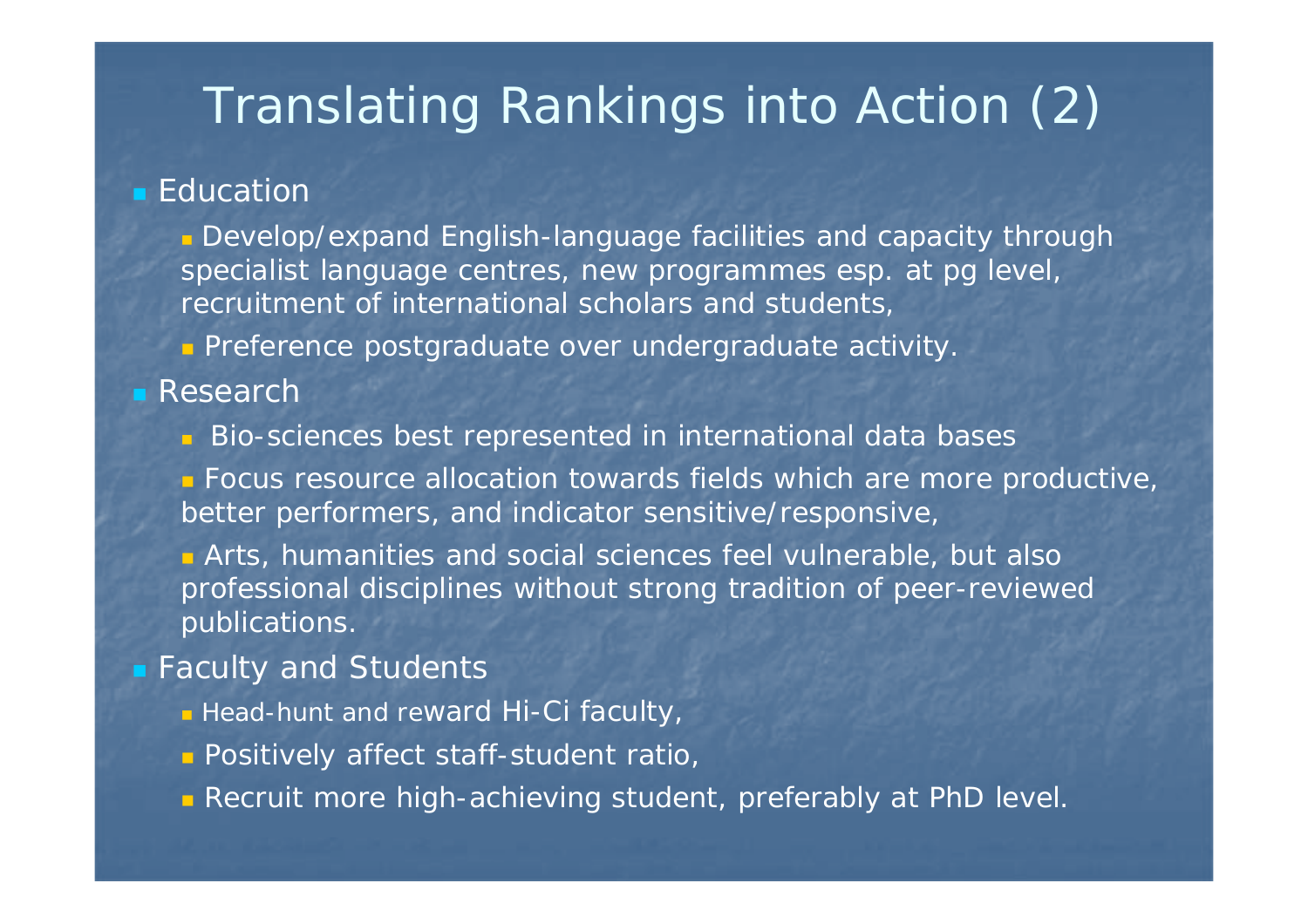# Translating Rankings into Action (2)

- Education
  - Develop/expand English-language facilities and capacity through specialist language centres, new programmes esp. at pg level, recruitment of international scholars and students,
  - Preference postgraduate over undergraduate activity.
- Research
  - Bio-sciences best represented in international data bases
  - Focus resource allocation towards fields which are more productive, better performers, and indicator sensitive/responsive,
  - Arts, humanities and social sciences feel vulnerable, but also professional disciplines without strong tradition of peer-reviewed publications.
- Faculty and Students
  - Head-hunt and reward Hi-Ci faculty,
  - Positively affect staff-student ratio,
  - Recruit more high-achieving student, preferably at PhD level.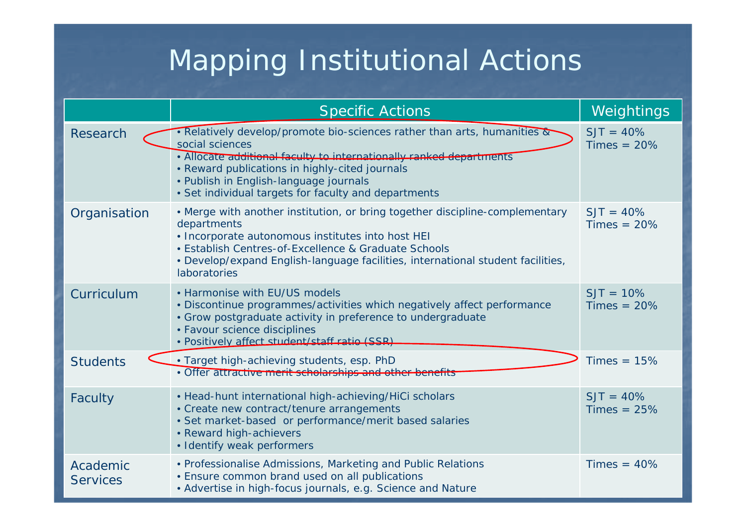# Mapping Institutional Actions

| | Specific Actions | Weightings |
|---|---|---|
| Research | • Relatively develop/promote bio-sciences rather than arts, humanities & social sciences<br>• Allocate additional faculty to internationally ranked departments<br>• Reward publications in highly-cited journals<br>• Publish in English-language journals<br>• Set individual targets for faculty and departments | SJT = 40%<br>Times = 20% |
| Organisation | • Merge with another institution, or bring together discipline-complementary departments<br>• Incorporate autonomous institutes into host HEI<br>• Establish Centres-of-Excellence & Graduate Schools<br>• Develop/expand English-language facilities, international student facilities, laboratories | SJT = 40%<br>Times = 20% |
| Curriculum | • Harmonise with EU/US models<br>• Discontinue programmes/activities which negatively affect performance<br>• Grow postgraduate activity in preference to undergraduate<br>• Favour science disciplines<br>• Positively affect student/staff ratio (SSR) | SJT = 10%<br>Times = 20% |
| Students | • Target high-achieving students, esp. PhD<br>• Offer attractive merit scholarships and other benefits | Times = 15% |
| Faculty | • Head-hunt international high-achieving/HiCi scholars<br>• Create new contract/tenure arrangements<br>• Set market-based or performance/merit based salaries<br>• Reward high-achievers<br>• Identify weak performers | SJT = 40%<br>Times = 25% |
| Academic Services | • Professionalise Admissions, Marketing and Public Relations<br>• Ensure common brand used on all publications<br>• Advertise in high-focus journals, e.g. Science and Nature | Times = 40% |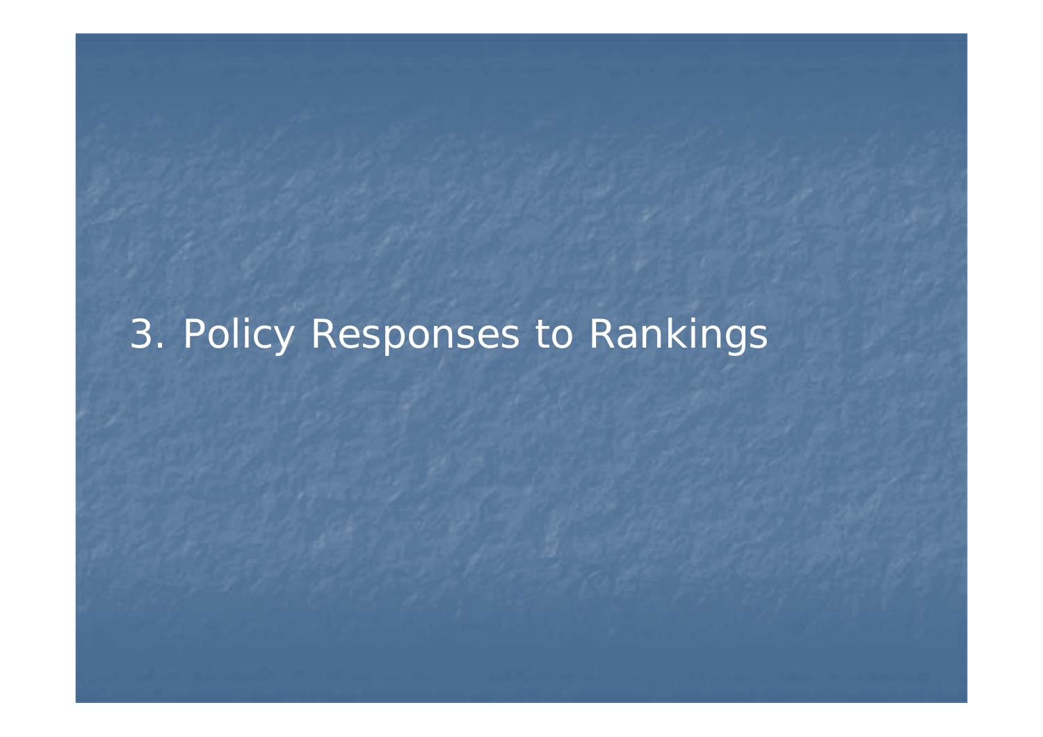# 3. Policy Responses to Rankings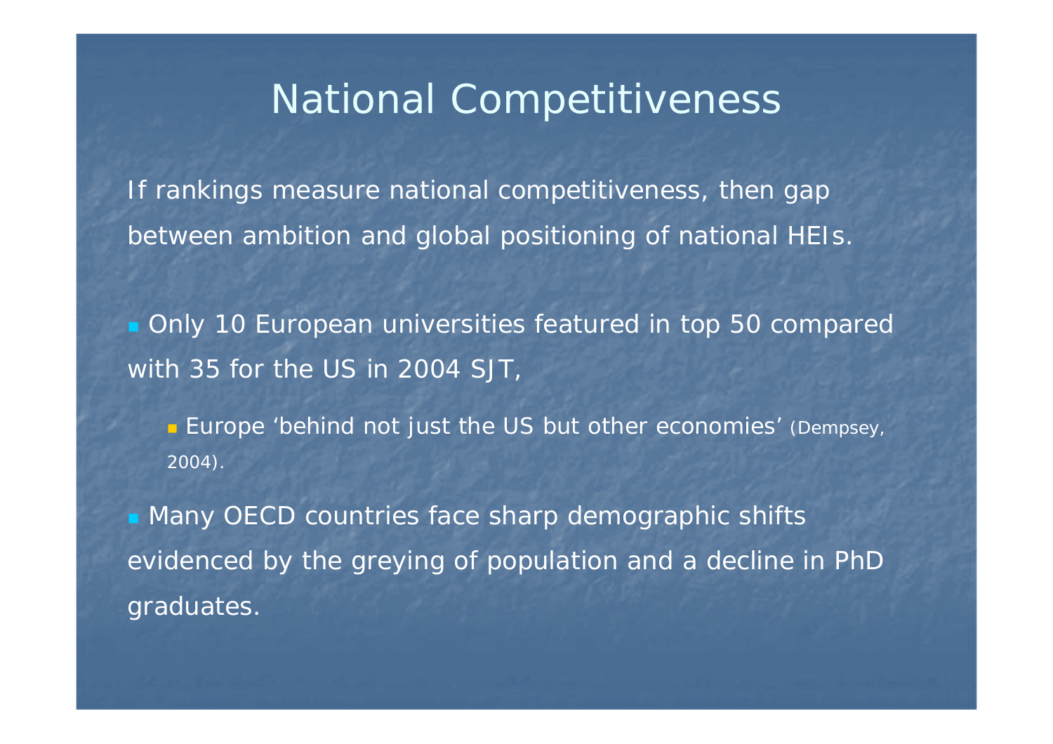# National Competitiveness

If rankings measure national competitiveness, then gap between ambition and global positioning of national HEIs.

- Only 10 European universities featured in top 50 compared with 35 for the US in 2004 SJT,
  - Europe 'behind not just the US but other economies' (Dempsey, 2004).
- Many OECD countries face sharp demographic shifts evidenced by the greying of population and a decline in PhD graduates.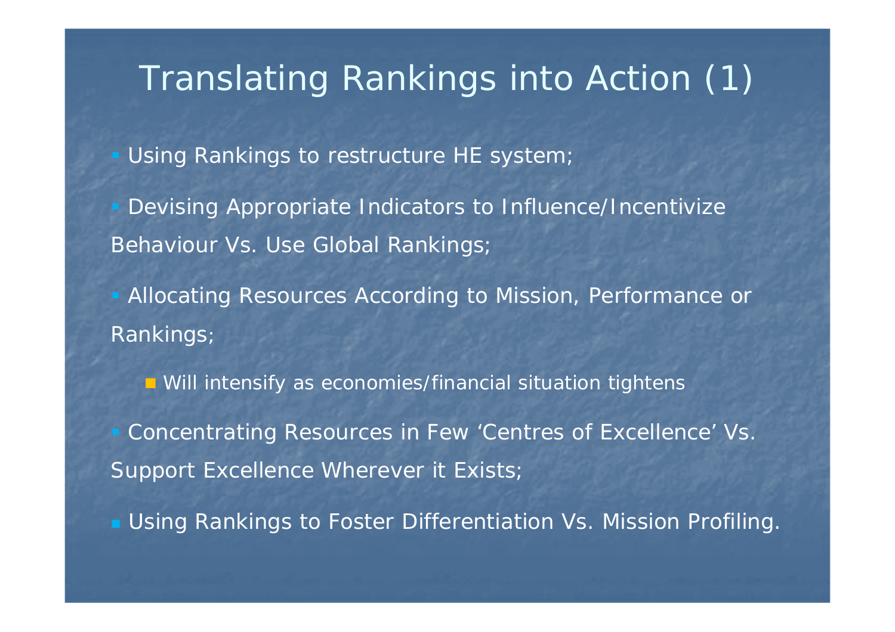# Translating Rankings into Action (1)

- Using Rankings to restructure HE system;
- Devising Appropriate Indicators to Influence/Incentivize Behaviour Vs. Use Global Rankings;
- Allocating Resources According to Mission, Performance or Rankings;
  - Will intensify as economies/financial situation tightens
- Concentrating Resources in Few 'Centres of Excellence' Vs. Support Excellence Wherever it Exists;
- Using Rankings to Foster Differentiation Vs. Mission Profiling.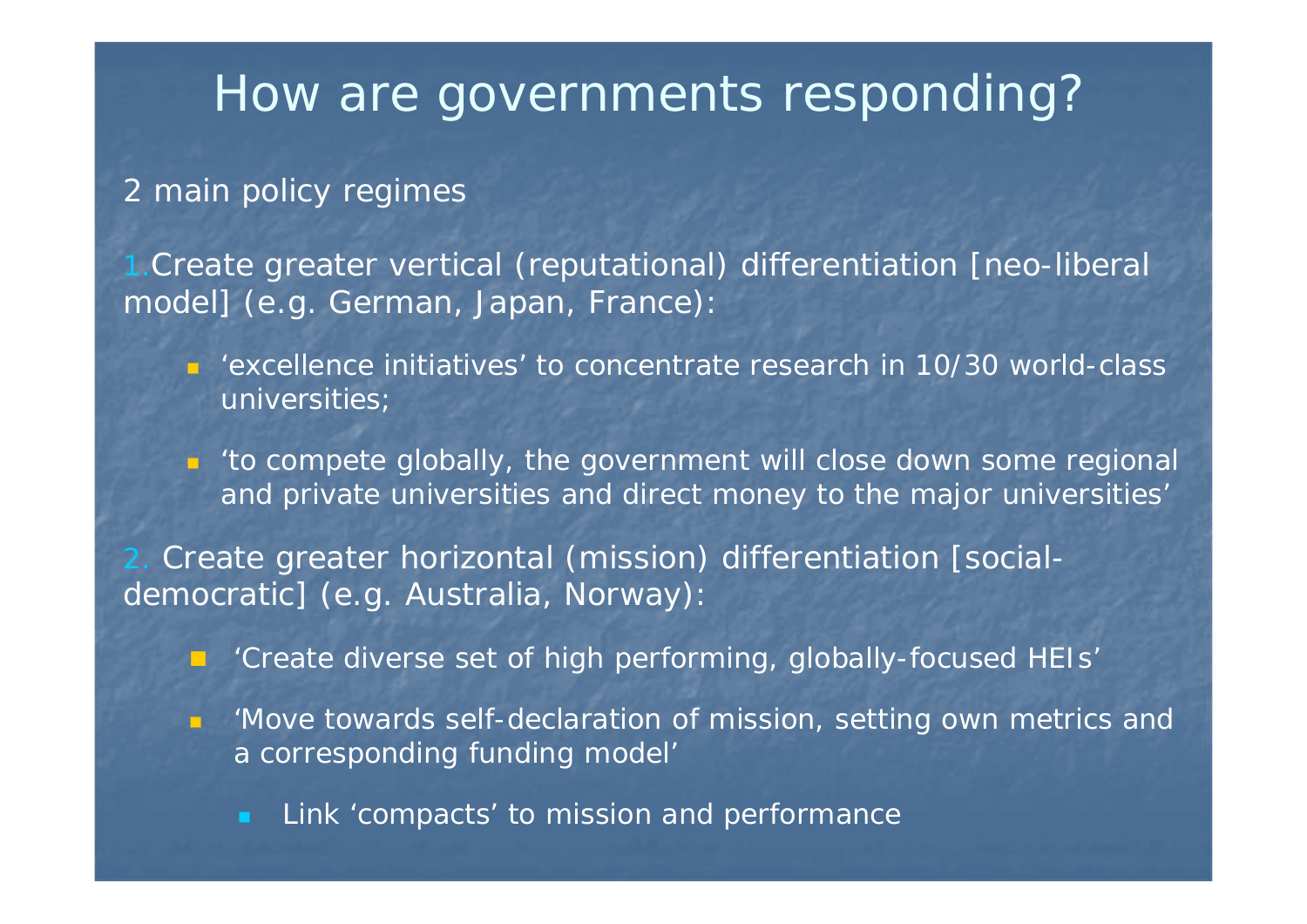# How are governments responding?

2 main policy regimes

1. Create greater vertical (reputational) differentiation [neo-liberal model] (e.g. German, Japan, France):

   - ‘excellence initiatives’ to concentrate research in 10/30 world-class universities;
   - ‘to compete globally, the government will close down some regional and private universities and direct money to the major universities’

2. Create greater horizontal (mission) differentiation [social-democratic] (e.g. Australia, Norway):

   - ‘Create diverse set of high performing, globally-focused HEIs’
   - ‘Move towards self-declaration of mission, setting own metrics and a corresponding funding model’
     - Link ‘compacts’ to mission and performance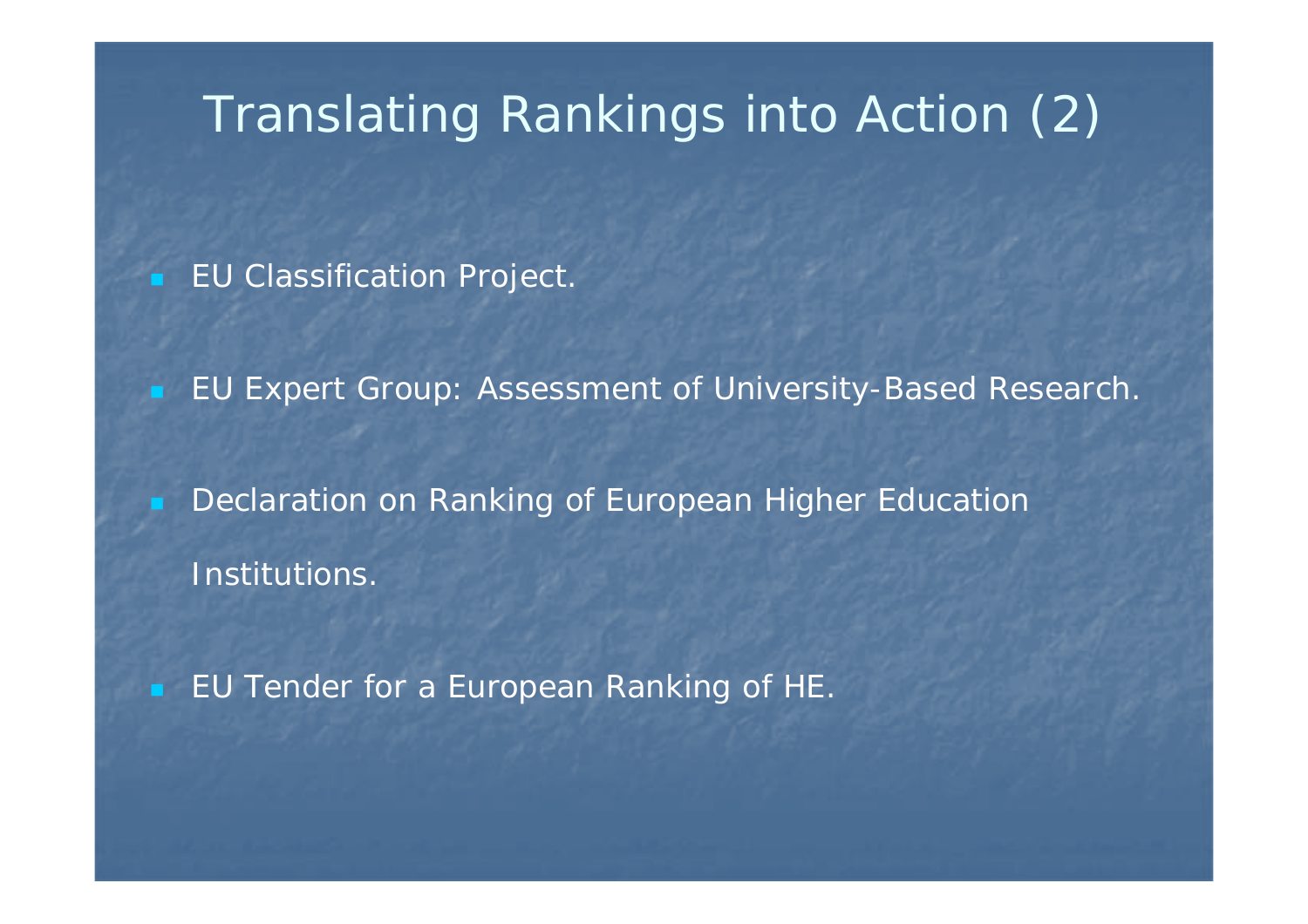# Translating Rankings into Action (2)

- EU Classification Project.
- EU Expert Group: Assessment of University-Based Research.
- Declaration on Ranking of European Higher Education Institutions.
- EU Tender for a European Ranking of HE.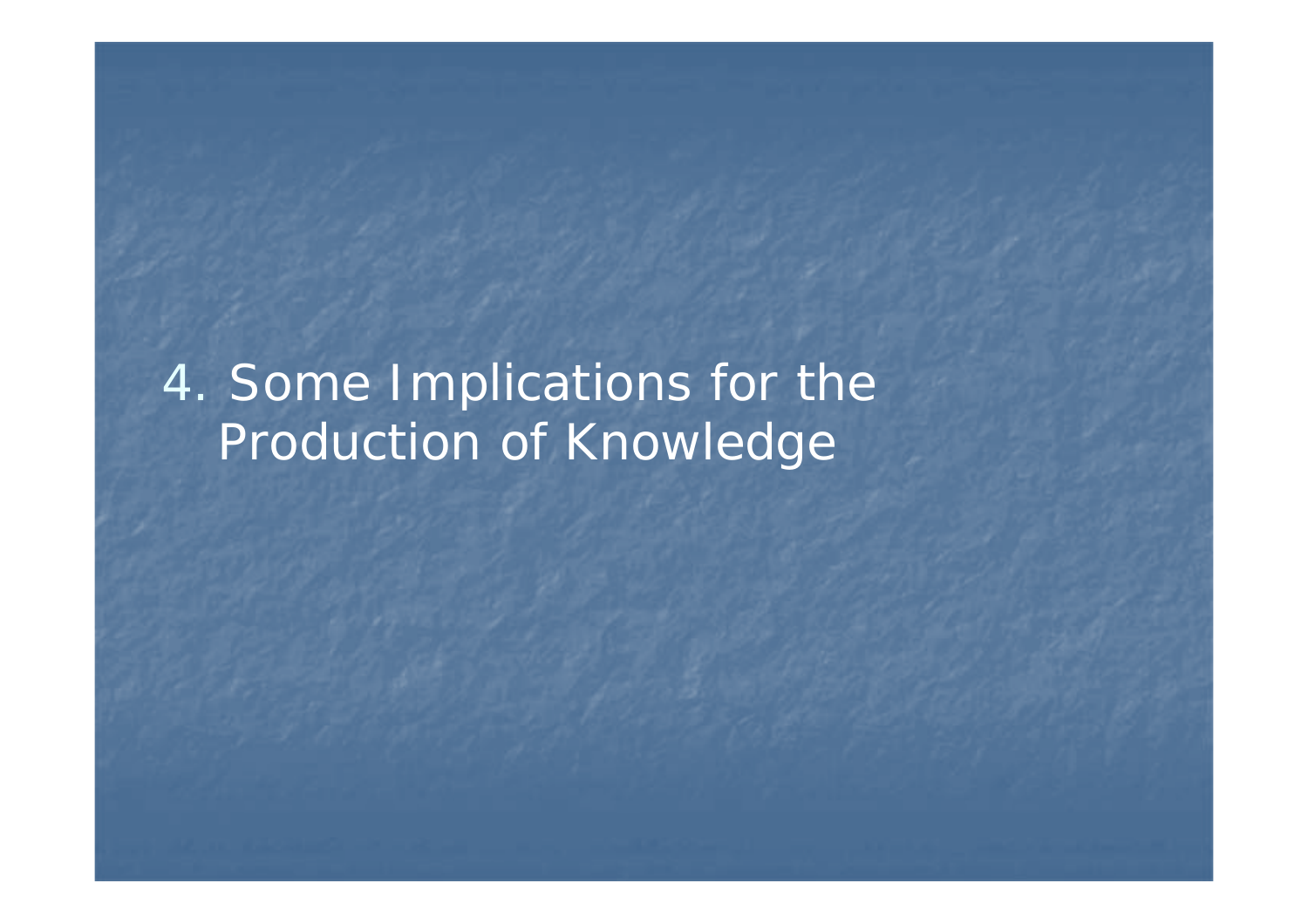# 4. Some Implications for the Production of Knowledge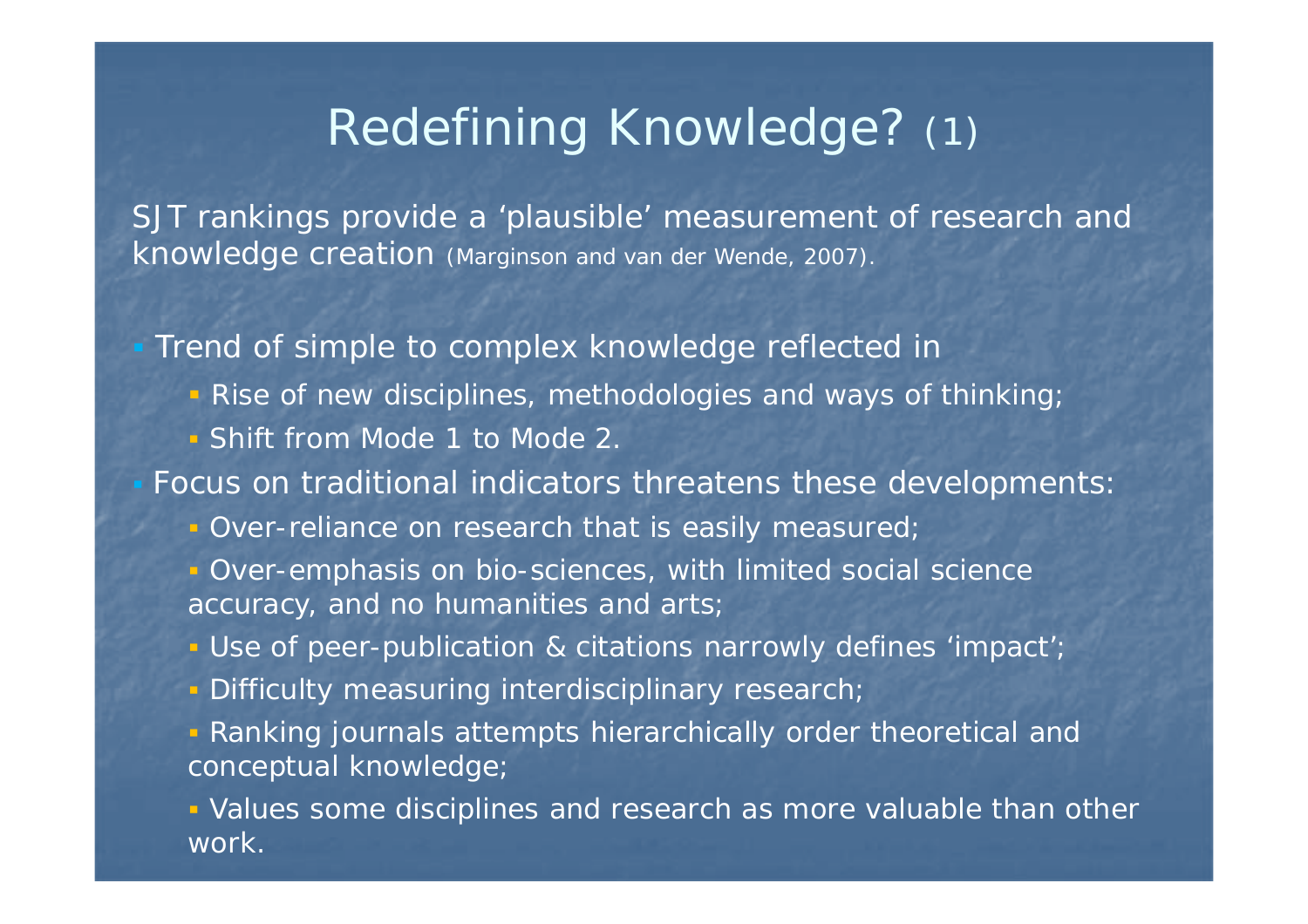# Redefining Knowledge? (1)

SJT rankings provide a ‘plausible’ measurement of research and knowledge creation (Marginson and van der Wende, 2007).

- Trend of simple to complex knowledge reflected in
  - Rise of new disciplines, methodologies and ways of thinking;
  - Shift from Mode 1 to Mode 2.
- Focus on traditional indicators threatens these developments:
  - Over-reliance on research that is easily measured;
  - Over-emphasis on bio-sciences, with limited social science accuracy, and no humanities and arts;
  - Use of peer-publication & citations narrowly defines ‘impact’;
  - Difficulty measuring interdisciplinary research;
  - Ranking journals attempts hierarchically order theoretical and conceptual knowledge;
  - Values some disciplines and research as more valuable than other work.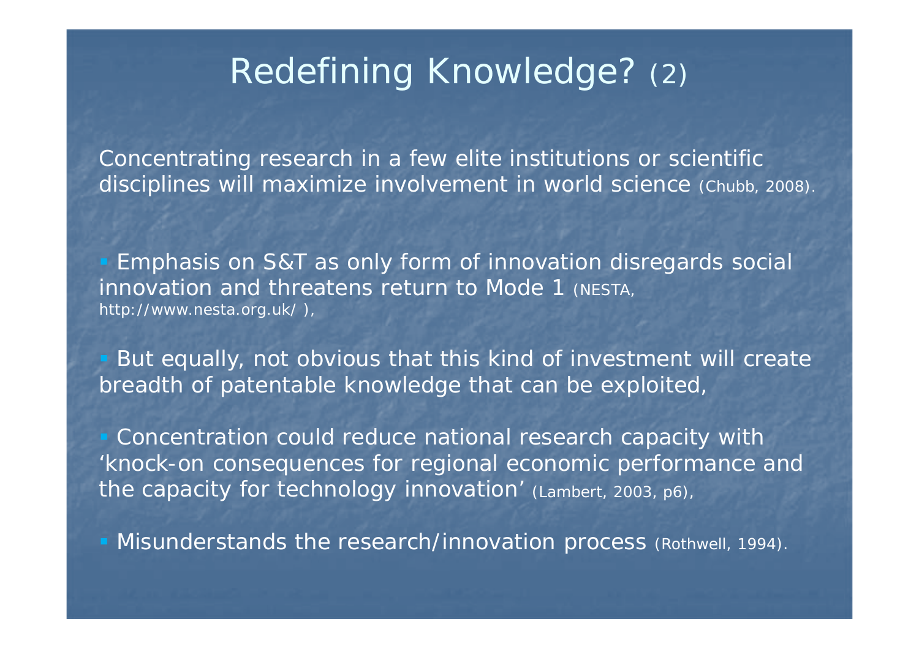# Redefining Knowledge? (2)

Concentrating research in a few elite institutions or scientific disciplines will maximize involvement in world science (Chubb, 2008).

- Emphasis on S&T as only form of innovation disregards social innovation and threatens return to Mode 1 (NESTA, http://www.nesta.org.uk/ ),
- But equally, not obvious that this kind of investment will create breadth of patentable knowledge that can be exploited,
- Concentration could reduce national research capacity with 'knock-on consequences for regional economic performance and the capacity for technology innovation' (Lambert, 2003, p6),
- Misunderstands the research/innovation process (Rothwell, 1994).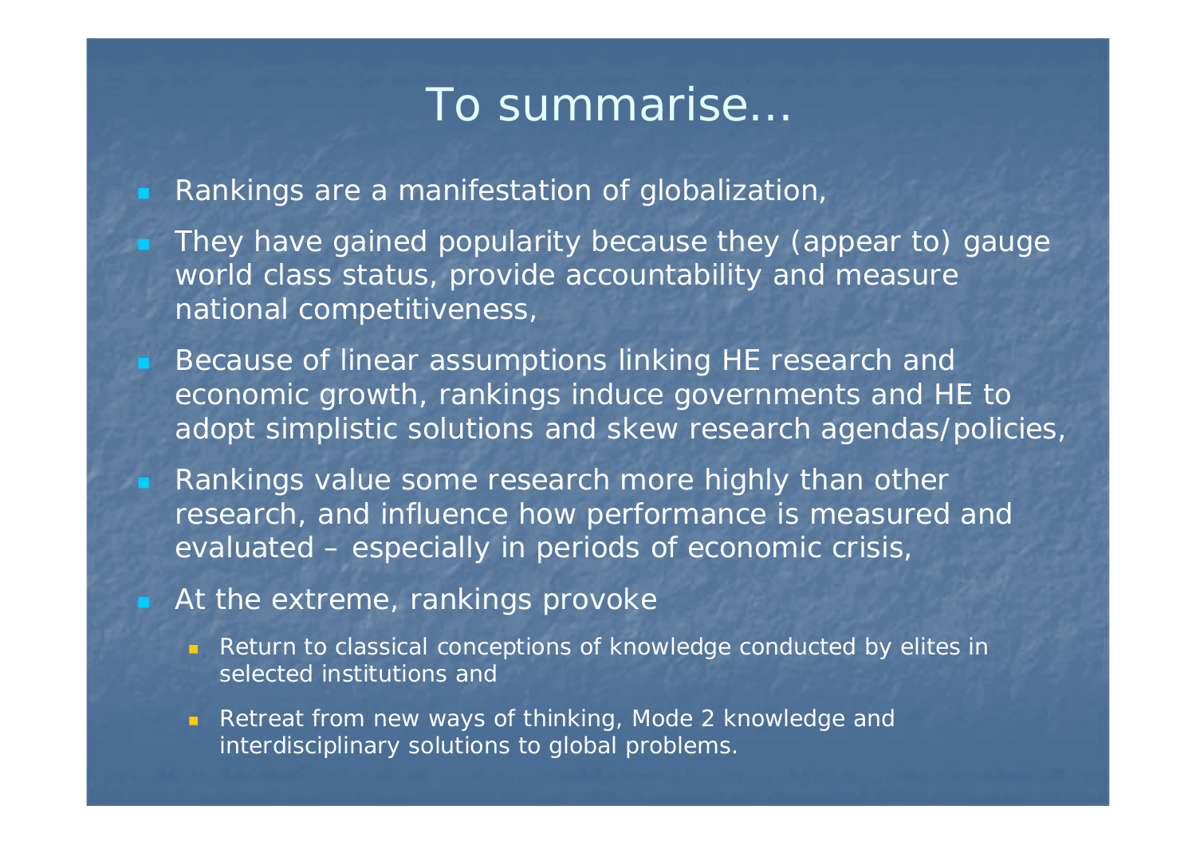# To summarise…

- Rankings are a manifestation of globalization,
- They have gained popularity because they (appear to) gauge world class status, provide accountability and measure national competitiveness,
- Because of linear assumptions linking HE research and economic growth, rankings induce governments and HE to adopt simplistic solutions and skew research agendas/policies,
- Rankings value some research more highly than other research, and influence how performance is measured and evaluated – especially in periods of economic crisis,
- At the extreme, rankings provoke
  - Return to classical conceptions of knowledge conducted by elites in selected institutions and
  - Retreat from new ways of thinking, Mode 2 knowledge and interdisciplinary solutions to global problems.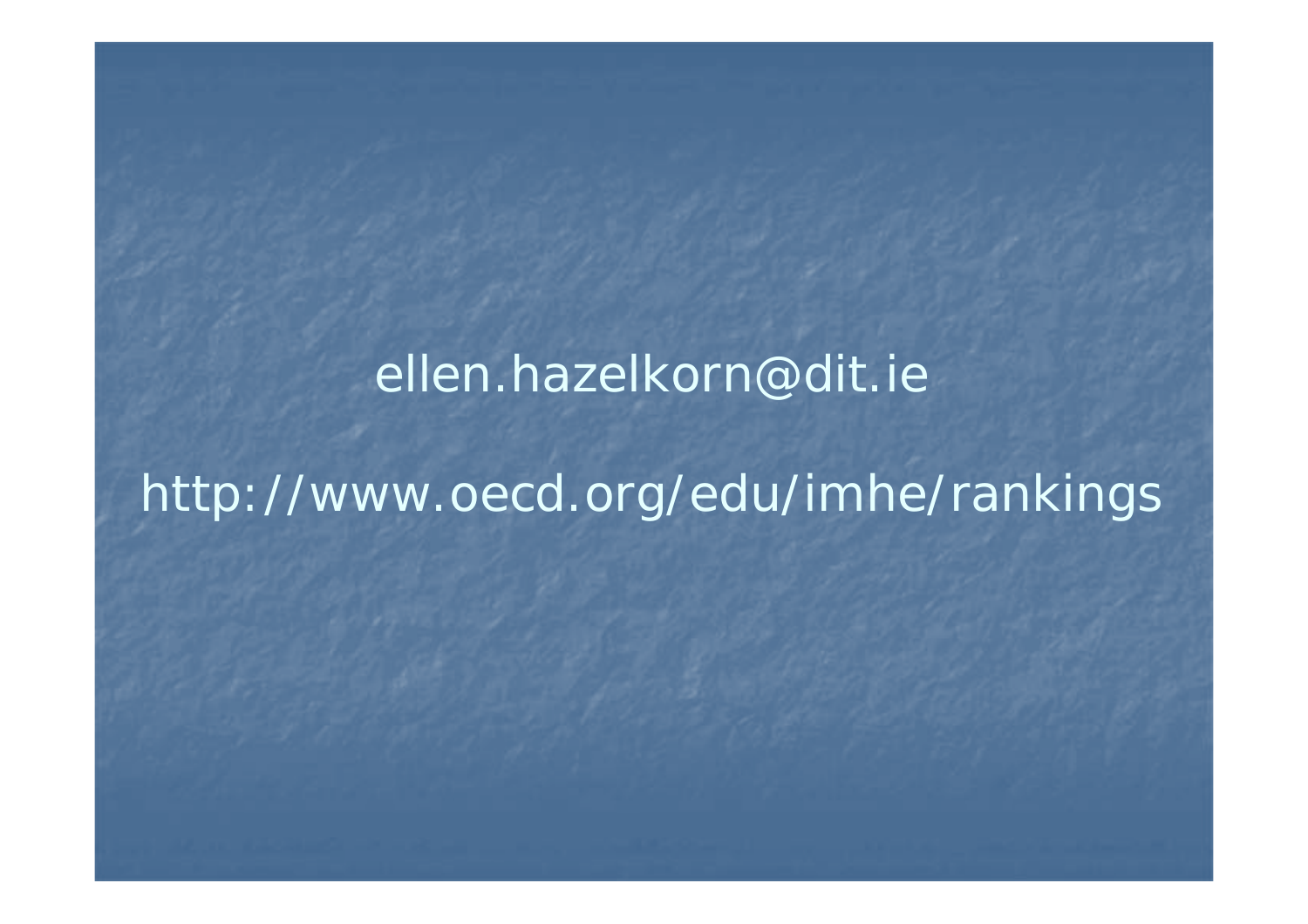ellen.hazelkorn@dit.ie

http://www.oecd.org/edu/imhe/rankings